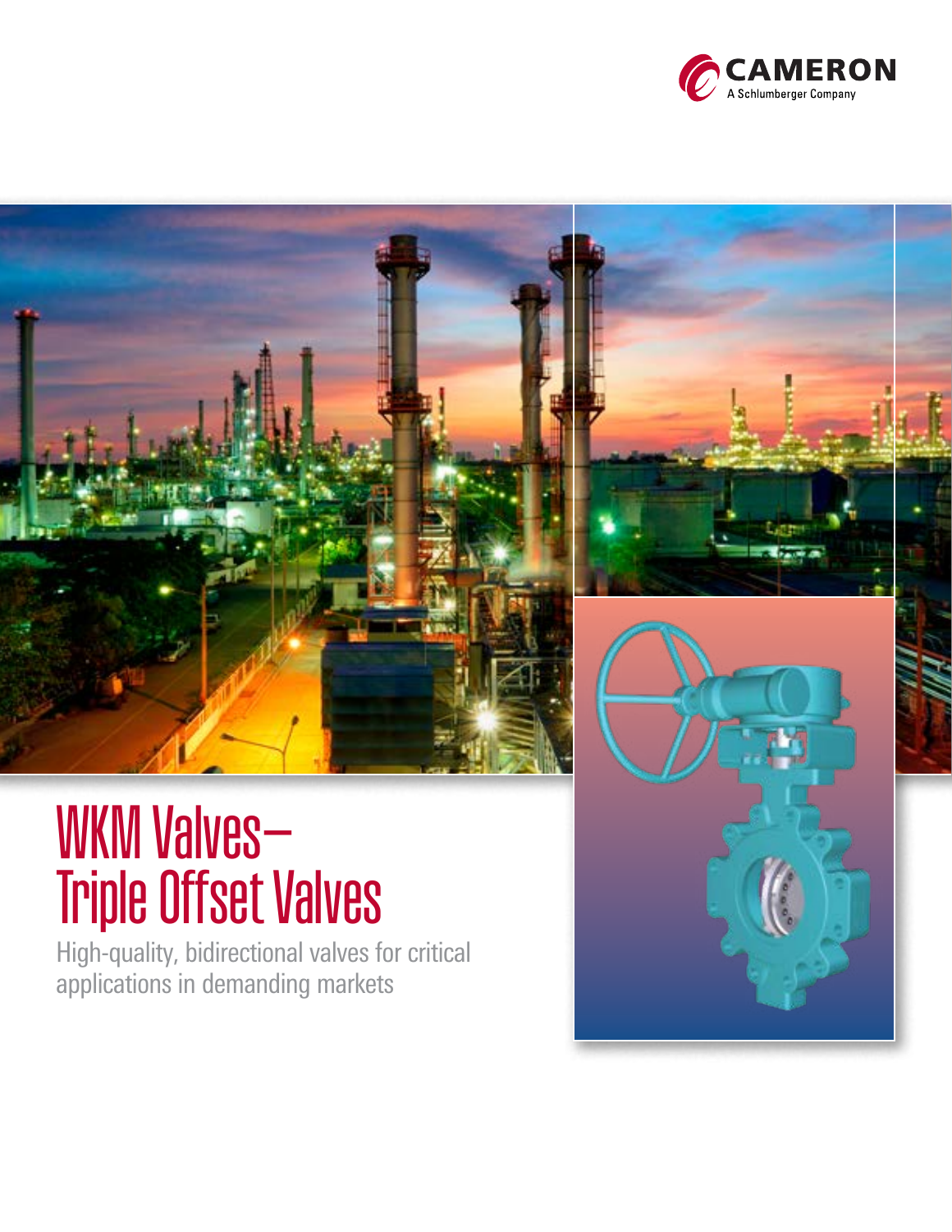CAMERON
A Schlumberger Company

# WKM Valves– Triple Offset Valves

High-quality, bidirectional valves for critical applications in demanding markets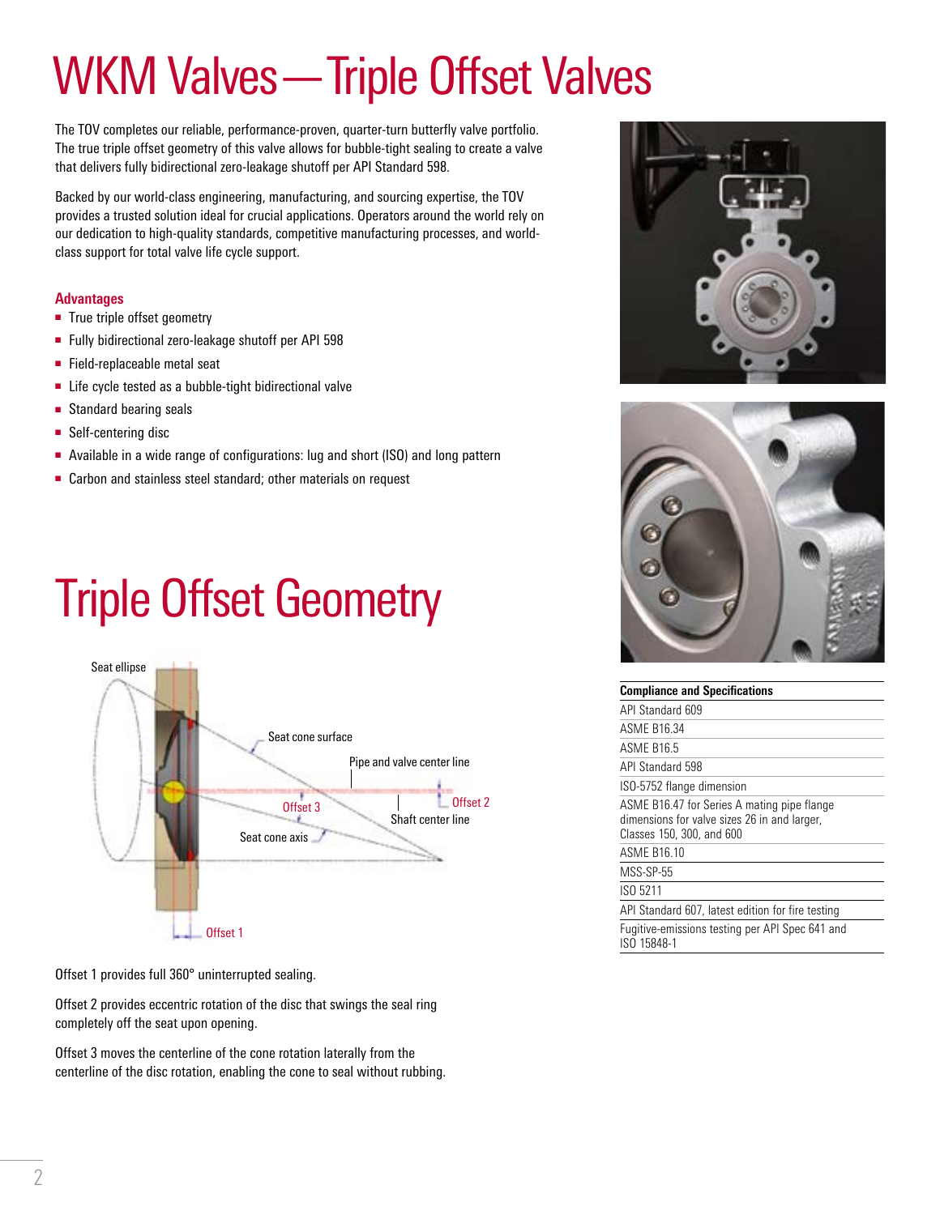# WKM Valves—Triple Offset Valves

The TOV completes our reliable, performance-proven, quarter-turn butterfly valve portfolio. The true triple offset geometry of this valve allows for bubble-tight sealing to create a valve that delivers fully bidirectional zero-leakage shutoff per API Standard 598.

Backed by our world-class engineering, manufacturing, and sourcing expertise, the TOV provides a trusted solution ideal for crucial applications. Operators around the world rely on our dedication to high-quality standards, competitive manufacturing processes, and world-class support for total valve life cycle support.

### Advantages

- True triple offset geometry
- Fully bidirectional zero-leakage shutoff per API 598
- Field-replaceable metal seat
- Life cycle tested as a bubble-tight bidirectional valve
- Standard bearing seals
- Self-centering disc
- Available in a wide range of configurations: lug and short (ISO) and long pattern
- Carbon and stainless steel standard; other materials on request

# Triple Offset Geometry

Seat ellipse
Seat cone surface
Pipe and valve center line
Offset 3
Offset 2
Shaft center line
Seat cone axis
Offset 1

Offset 1 provides full 360° uninterrupted sealing.

Offset 2 provides eccentric rotation of the disc that swings the seal ring completely off the seat upon opening.

Offset 3 moves the centerline of the cone rotation laterally from the centerline of the disc rotation, enabling the cone to seal without rubbing.

| Compliance and Specifications |
|---|
| API Standard 609 |
| ASME B16.34 |
| ASME B16.5 |
| API Standard 598 |
| ISO-5752 flange dimension |
| ASME B16.47 for Series A mating pipe flange dimensions for valve sizes 26 in and larger, Classes 150, 300, and 600 |
| ASME B16.10 |
| MSS-SP-55 |
| ISO 5211 |
| API Standard 607, latest edition for fire testing |
| Fugitive-emissions testing per API Spec 641 and ISO 15848-1 |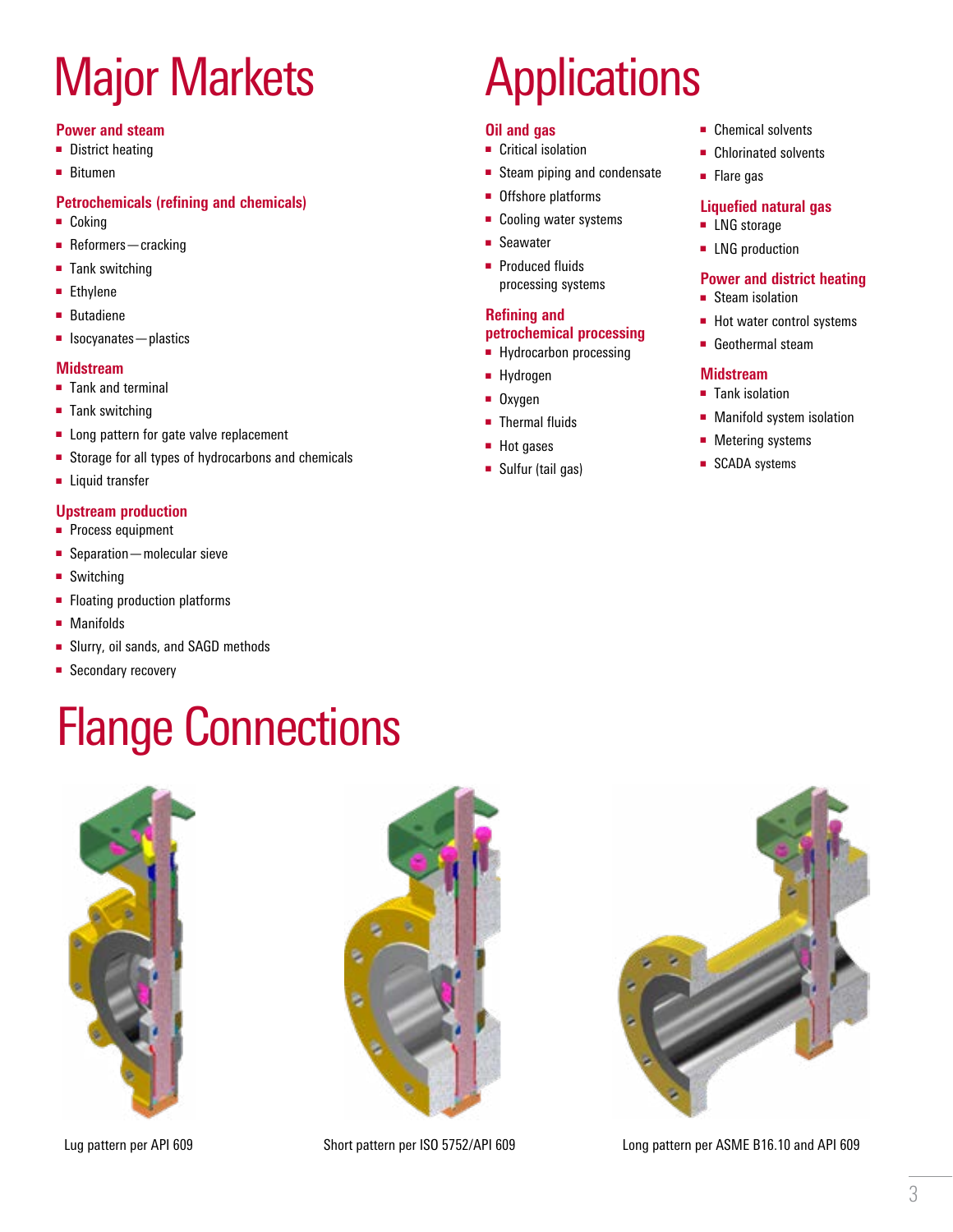# Major Markets

### Power and steam

- District heating
- Bitumen

### Petrochemicals (refining and chemicals)

- Coking
- Reformers—cracking
- Tank switching
- Ethylene
- Butadiene
- Isocyanates—plastics

### Midstream

- Tank and terminal
- Tank switching
- Long pattern for gate valve replacement
- Storage for all types of hydrocarbons and chemicals
- Liquid transfer

### Upstream production

- Process equipment
- Separation—molecular sieve
- Switching
- Floating production platforms
- Manifolds
- Slurry, oil sands, and SAGD methods
- Secondary recovery

# Applications

### Oil and gas

- Critical isolation
- Steam piping and condensate
- Offshore platforms
- Cooling water systems
- Seawater
- Produced fluids processing systems

### Refining and petrochemical processing

- Hydrocarbon processing
- Hydrogen
- Oxygen
- Thermal fluids
- Hot gases
- Sulfur (tail gas)
- Chemical solvents
- Chlorinated solvents
- Flare gas

### Liquefied natural gas

- LNG storage
- LNG production

### Power and district heating

- Steam isolation
- Hot water control systems
- Geothermal steam

### Midstream

- Tank isolation
- Manifold system isolation
- Metering systems
- SCADA systems

# Flange Connections

Lug pattern per API 609

Short pattern per ISO 5752/API 609

Long pattern per ASME B16.10 and API 609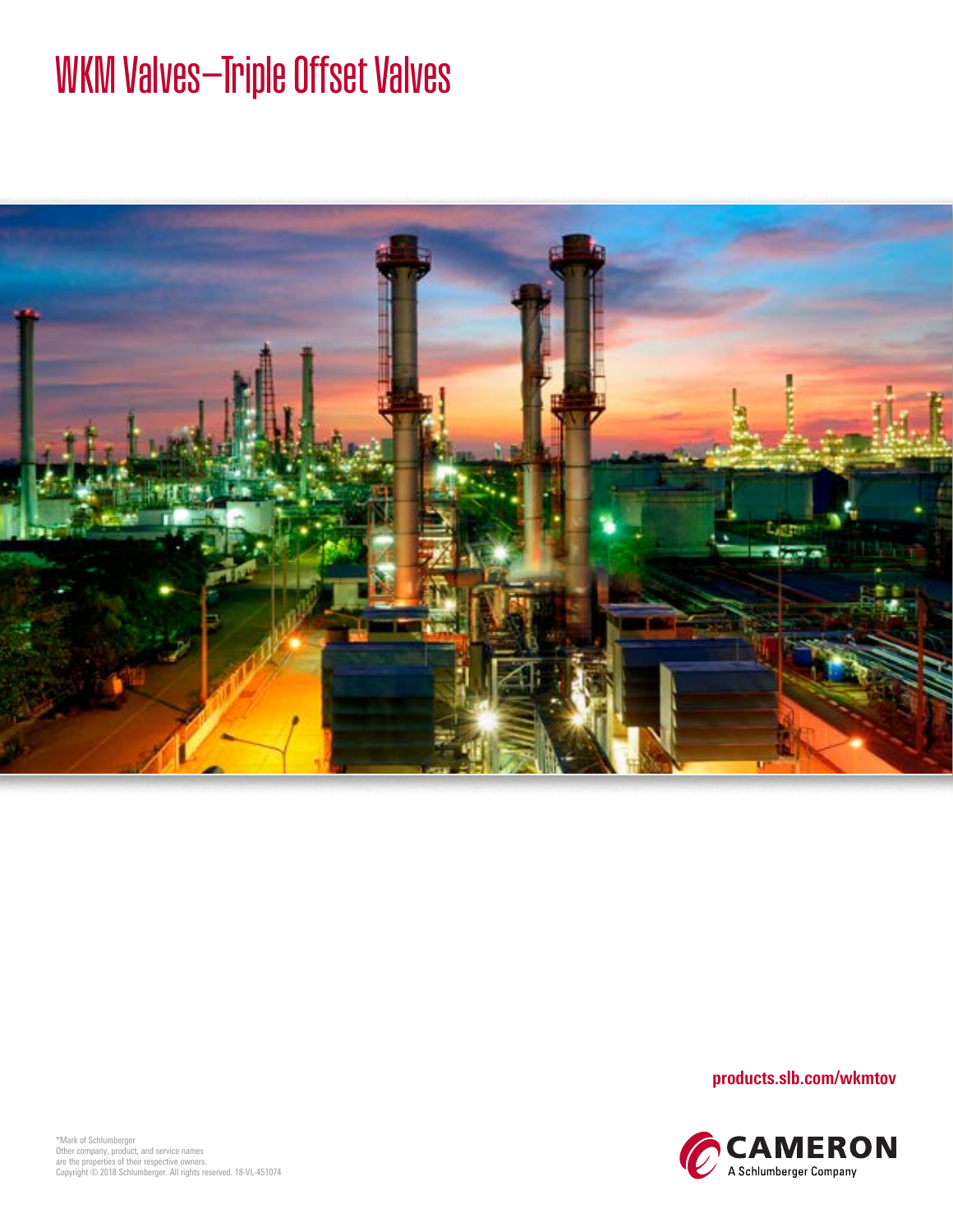# WKM Valves—Triple Offset Valves

**products.slb.com/wkmtov**

CAMERON
A Schlumberger Company

*Mark of Schlumberger
Other company, product, and service names
are the properties of their respective owners.
Copyright © 2018 Schlumberger. All rights reserved. 18-VL-451074